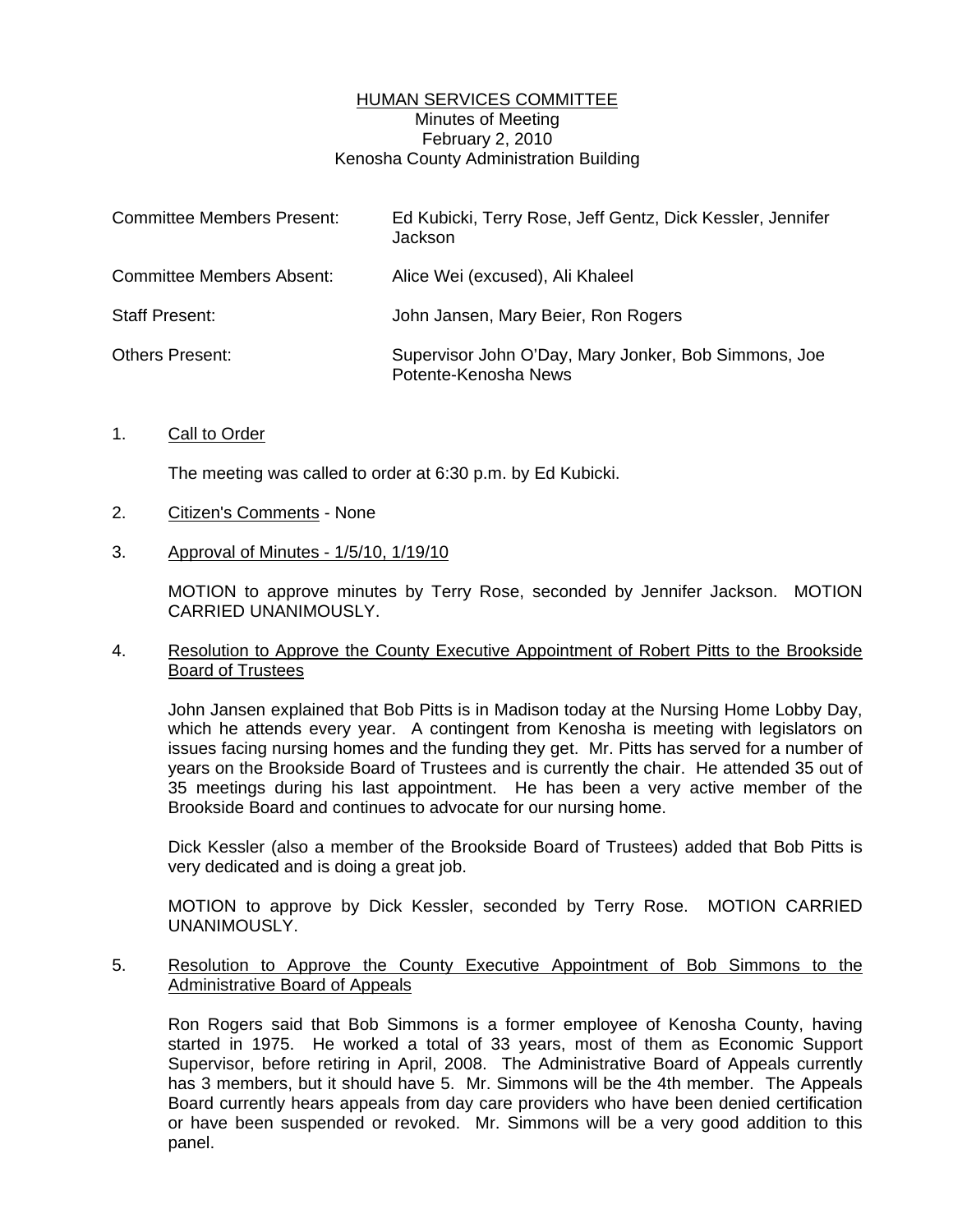# HUMAN SERVICES COMMITTEE

Minutes of Meeting
February 2, 2010
Kenosha County Administration Building

| | |
|---|---|
| Committee Members Present: | Ed Kubicki, Terry Rose, Jeff Gentz, Dick Kessler, Jennifer Jackson |
| Committee Members Absent: | Alice Wei (excused), Ali Khaleel |
| Staff Present: | John Jansen, Mary Beier, Ron Rogers |
| Others Present: | Supervisor John O'Day, Mary Jonker, Bob Simmons, Joe Potente-Kenosha News |

1. Call to Order

   The meeting was called to order at 6:30 p.m. by Ed Kubicki.

2. Citizen's Comments - None

3. Approval of Minutes - 1/5/10, 1/19/10

   MOTION to approve minutes by Terry Rose, seconded by Jennifer Jackson. MOTION CARRIED UNANIMOUSLY.

4. Resolution to Approve the County Executive Appointment of Robert Pitts to the Brookside Board of Trustees

   John Jansen explained that Bob Pitts is in Madison today at the Nursing Home Lobby Day, which he attends every year. A contingent from Kenosha is meeting with legislators on issues facing nursing homes and the funding they get. Mr. Pitts has served for a number of years on the Brookside Board of Trustees and is currently the chair. He attended 35 out of 35 meetings during his last appointment. He has been a very active member of the Brookside Board and continues to advocate for our nursing home.

   Dick Kessler (also a member of the Brookside Board of Trustees) added that Bob Pitts is very dedicated and is doing a great job.

   MOTION to approve by Dick Kessler, seconded by Terry Rose. MOTION CARRIED UNANIMOUSLY.

5. Resolution to Approve the County Executive Appointment of Bob Simmons to the Administrative Board of Appeals

   Ron Rogers said that Bob Simmons is a former employee of Kenosha County, having started in 1975. He worked a total of 33 years, most of them as Economic Support Supervisor, before retiring in April, 2008. The Administrative Board of Appeals currently has 3 members, but it should have 5. Mr. Simmons will be the 4th member. The Appeals Board currently hears appeals from day care providers who have been denied certification or have been suspended or revoked. Mr. Simmons will be a very good addition to this panel.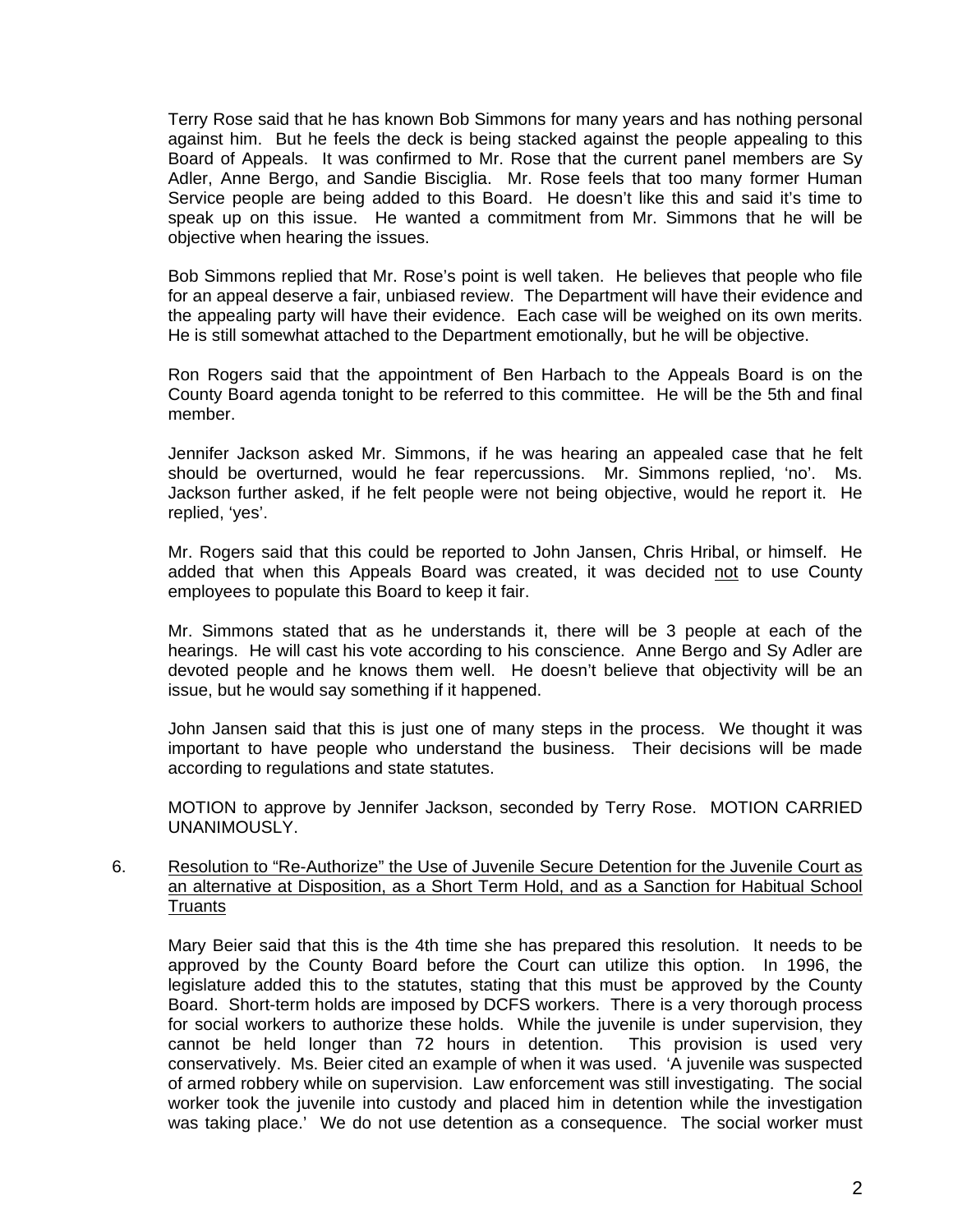Terry Rose said that he has known Bob Simmons for many years and has nothing personal against him. But he feels the deck is being stacked against the people appealing to this Board of Appeals. It was confirmed to Mr. Rose that the current panel members are Sy Adler, Anne Bergo, and Sandie Bisciglia. Mr. Rose feels that too many former Human Service people are being added to this Board. He doesn't like this and said it's time to speak up on this issue. He wanted a commitment from Mr. Simmons that he will be objective when hearing the issues.

Bob Simmons replied that Mr. Rose's point is well taken. He believes that people who file for an appeal deserve a fair, unbiased review. The Department will have their evidence and the appealing party will have their evidence. Each case will be weighed on its own merits. He is still somewhat attached to the Department emotionally, but he will be objective.

Ron Rogers said that the appointment of Ben Harbach to the Appeals Board is on the County Board agenda tonight to be referred to this committee. He will be the 5th and final member.

Jennifer Jackson asked Mr. Simmons, if he was hearing an appealed case that he felt should be overturned, would he fear repercussions. Mr. Simmons replied, 'no'. Ms. Jackson further asked, if he felt people were not being objective, would he report it. He replied, 'yes'.

Mr. Rogers said that this could be reported to John Jansen, Chris Hribal, or himself. He added that when this Appeals Board was created, it was decided <u>not</u> to use County employees to populate this Board to keep it fair.

Mr. Simmons stated that as he understands it, there will be 3 people at each of the hearings. He will cast his vote according to his conscience. Anne Bergo and Sy Adler are devoted people and he knows them well. He doesn't believe that objectivity will be an issue, but he would say something if it happened.

John Jansen said that this is just one of many steps in the process. We thought it was important to have people who understand the business. Their decisions will be made according to regulations and state statutes.

MOTION to approve by Jennifer Jackson, seconded by Terry Rose. MOTION CARRIED UNANIMOUSLY.

6. <u>Resolution to "Re-Authorize" the Use of Juvenile Secure Detention for the Juvenile Court as an alternative at Disposition, as a Short Term Hold, and as a Sanction for Habitual School Truants</u>

Mary Beier said that this is the 4th time she has prepared this resolution. It needs to be approved by the County Board before the Court can utilize this option. In 1996, the legislature added this to the statutes, stating that this must be approved by the County Board. Short-term holds are imposed by DCFS workers. There is a very thorough process for social workers to authorize these holds. While the juvenile is under supervision, they cannot be held longer than 72 hours in detention. This provision is used very conservatively. Ms. Beier cited an example of when it was used. 'A juvenile was suspected of armed robbery while on supervision. Law enforcement was still investigating. The social worker took the juvenile into custody and placed him in detention while the investigation was taking place.' We do not use detention as a consequence. The social worker must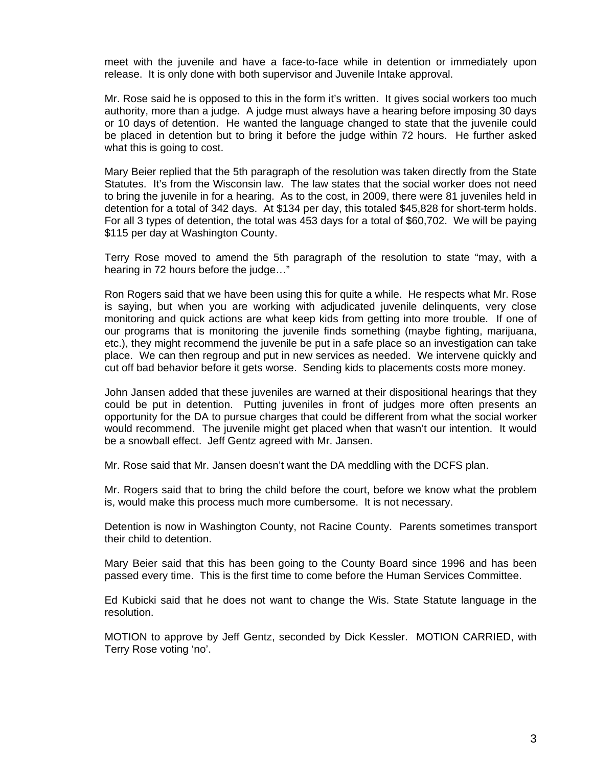meet with the juvenile and have a face-to-face while in detention or immediately upon release. It is only done with both supervisor and Juvenile Intake approval.

Mr. Rose said he is opposed to this in the form it's written. It gives social workers too much authority, more than a judge. A judge must always have a hearing before imposing 30 days or 10 days of detention. He wanted the language changed to state that the juvenile could be placed in detention but to bring it before the judge within 72 hours. He further asked what this is going to cost.

Mary Beier replied that the 5th paragraph of the resolution was taken directly from the State Statutes. It's from the Wisconsin law. The law states that the social worker does not need to bring the juvenile in for a hearing. As to the cost, in 2009, there were 81 juveniles held in detention for a total of 342 days. At $134 per day, this totaled $45,828 for short-term holds. For all 3 types of detention, the total was 453 days for a total of $60,702. We will be paying $115 per day at Washington County.

Terry Rose moved to amend the 5th paragraph of the resolution to state "may, with a hearing in 72 hours before the judge…"

Ron Rogers said that we have been using this for quite a while. He respects what Mr. Rose is saying, but when you are working with adjudicated juvenile delinquents, very close monitoring and quick actions are what keep kids from getting into more trouble. If one of our programs that is monitoring the juvenile finds something (maybe fighting, marijuana, etc.), they might recommend the juvenile be put in a safe place so an investigation can take place. We can then regroup and put in new services as needed. We intervene quickly and cut off bad behavior before it gets worse. Sending kids to placements costs more money.

John Jansen added that these juveniles are warned at their dispositional hearings that they could be put in detention. Putting juveniles in front of judges more often presents an opportunity for the DA to pursue charges that could be different from what the social worker would recommend. The juvenile might get placed when that wasn't our intention. It would be a snowball effect. Jeff Gentz agreed with Mr. Jansen.

Mr. Rose said that Mr. Jansen doesn't want the DA meddling with the DCFS plan.

Mr. Rogers said that to bring the child before the court, before we know what the problem is, would make this process much more cumbersome. It is not necessary.

Detention is now in Washington County, not Racine County. Parents sometimes transport their child to detention.

Mary Beier said that this has been going to the County Board since 1996 and has been passed every time. This is the first time to come before the Human Services Committee.

Ed Kubicki said that he does not want to change the Wis. State Statute language in the resolution.

MOTION to approve by Jeff Gentz, seconded by Dick Kessler. MOTION CARRIED, with Terry Rose voting 'no'.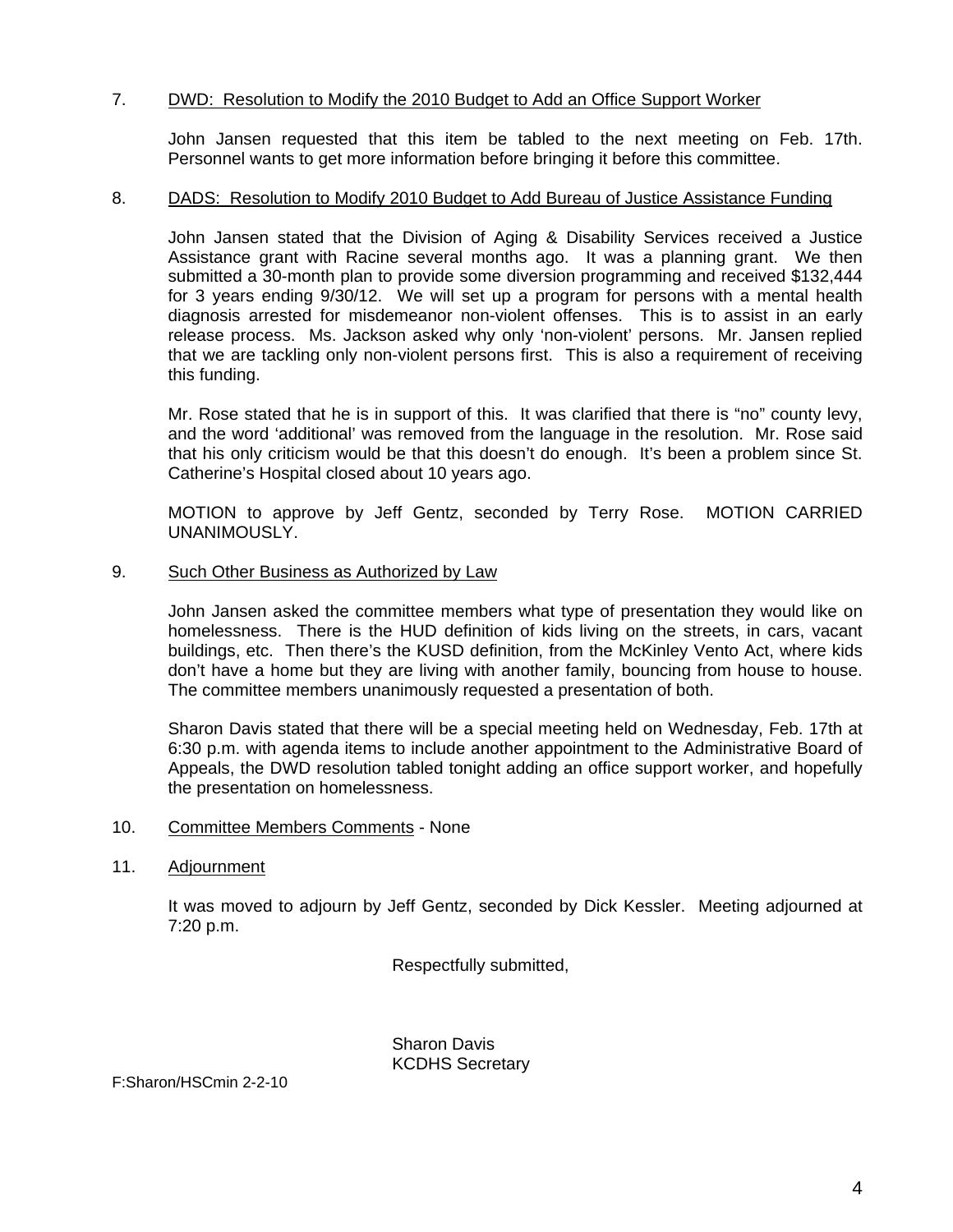7. <u>DWD: Resolution to Modify the 2010 Budget to Add an Office Support Worker</u>

   John Jansen requested that this item be tabled to the next meeting on Feb. 17th. Personnel wants to get more information before bringing it before this committee.

8. <u>DADS: Resolution to Modify 2010 Budget to Add Bureau of Justice Assistance Funding</u>

   John Jansen stated that the Division of Aging & Disability Services received a Justice Assistance grant with Racine several months ago. It was a planning grant. We then submitted a 30-month plan to provide some diversion programming and received $132,444 for 3 years ending 9/30/12. We will set up a program for persons with a mental health diagnosis arrested for misdemeanor non-violent offenses. This is to assist in an early release process. Ms. Jackson asked why only 'non-violent' persons. Mr. Jansen replied that we are tackling only non-violent persons first. This is also a requirement of receiving this funding.

   Mr. Rose stated that he is in support of this. It was clarified that there is "no" county levy, and the word 'additional' was removed from the language in the resolution. Mr. Rose said that his only criticism would be that this doesn't do enough. It's been a problem since St. Catherine's Hospital closed about 10 years ago.

   MOTION to approve by Jeff Gentz, seconded by Terry Rose. MOTION CARRIED UNANIMOUSLY.

9. <u>Such Other Business as Authorized by Law</u>

   John Jansen asked the committee members what type of presentation they would like on homelessness. There is the HUD definition of kids living on the streets, in cars, vacant buildings, etc. Then there's the KUSD definition, from the McKinley Vento Act, where kids don't have a home but they are living with another family, bouncing from house to house. The committee members unanimously requested a presentation of both.

   Sharon Davis stated that there will be a special meeting held on Wednesday, Feb. 17th at 6:30 p.m. with agenda items to include another appointment to the Administrative Board of Appeals, the DWD resolution tabled tonight adding an office support worker, and hopefully the presentation on homelessness.

10. <u>Committee Members Comments</u> - None

11. <u>Adjournment</u>

    It was moved to adjourn by Jeff Gentz, seconded by Dick Kessler. Meeting adjourned at 7:20 p.m.

Respectfully submitted,

Sharon Davis
KCDHS Secretary

F:Sharon/HSCmin 2-2-10